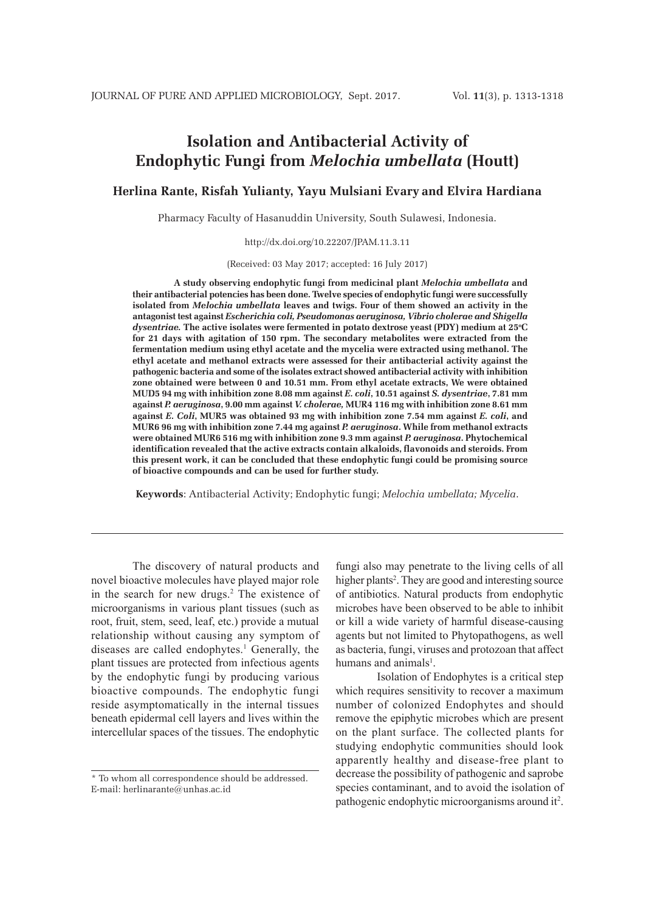# Isolation and Antibacterial Activity of Endophytic Fungi from *Melochia umbellata* (Houtt)

**Herlina Rante, Risfah Yulianty, Yayu Mulsiani Evary and Elvira Hardiana**

Pharmacy Faculty of Hasanuddin University, South Sulawesi, Indonesia.

http://dx.doi.org/10.22207/JPAM.11.3.11

(Received: 03 May 2017; accepted: 16 July 2017)

**A study observing endophytic fungi from medicinal plant *Melochia umbellata* and their antibacterial potencies has been done. Twelve species of endophytic fungi were successfully isolated from *Melochia umbellata* leaves and twigs. Four of them showed an activity in the antagonist test against *Escherichia coli, Pseudomonas aeruginosa, Vibrio cholerae and Shigella dysentriae.* The active isolates were fermented in potato dextrose yeast (PDY) medium at 25°C for 21 days with agitation of 150 rpm. The secondary metabolites were extracted from the fermentation medium using ethyl acetate and the mycelia were extracted using methanol. The ethyl acetate and methanol extracts were assessed for their antibacterial activity against the pathogenic bacteria and some of the isolates extract showed antibacterial activity with inhibition zone obtained were between 0 and 10.51 mm. From ethyl acetate extracts, We were obtained MUD5 94 mg with inhibition zone 8.08 mm against *E. coli*, 10.51 against *S. dysentriae*, 7.81 mm against *P. aeruginosa*, 9.00 mm against *V. cholerae,* MUR4 116 mg with inhibition zone 8.61 mm against *E. Coli*, MUR5 was obtained 93 mg with inhibition zone 7.54 mm against *E. coli*, and MUR6 96 mg with inhibition zone 7.44 mg against *P. aeruginosa*. While from methanol extracts were obtained MUR6 516 mg with inhibition zone 9.3 mm against *P. aeruginosa*. Phytochemical identification revealed that the active extracts contain alkaloids, flavonoids and steroids. From this present work, it can be concluded that these endophytic fungi could be promising source of bioactive compounds and can be used for further study.**

**Keywords**: Antibacterial Activity; Endophytic fungi; *Melochia umbellata; Mycelia*.

The discovery of natural products and novel bioactive molecules have played major role in the search for new drugs.[2] The existence of microorganisms in various plant tissues (such as root, fruit, stem, seed, leaf, etc.) provide a mutual relationship without causing any symptom of diseases are called endophytes.[1] Generally, the plant tissues are protected from infectious agents by the endophytic fungi by producing various bioactive compounds. The endophytic fungi reside asymptomatically in the internal tissues beneath epidermal cell layers and lives within the intercellular spaces of the tissues. The endophytic fungi also may penetrate to the living cells of all higher plants[2]. They are good and interesting source of antibiotics. Natural products from endophytic microbes have been observed to be able to inhibit or kill a wide variety of harmful disease-causing agents but not limited to Phytopathogens, as well as bacteria, fungi, viruses and protozoan that affect humans and animals[1].

Isolation of Endophytes is a critical step which requires sensitivity to recover a maximum number of colonized Endophytes and should remove the epiphytic microbes which are present on the plant surface. The collected plants for studying endophytic communities should look apparently healthy and disease-free plant to decrease the possibility of pathogenic and saprobe species contaminant, and to avoid the isolation of pathogenic endophytic microorganisms around it[2].

* To whom all correspondence should be addressed.
E-mail: herlinarante@unhas.ac.id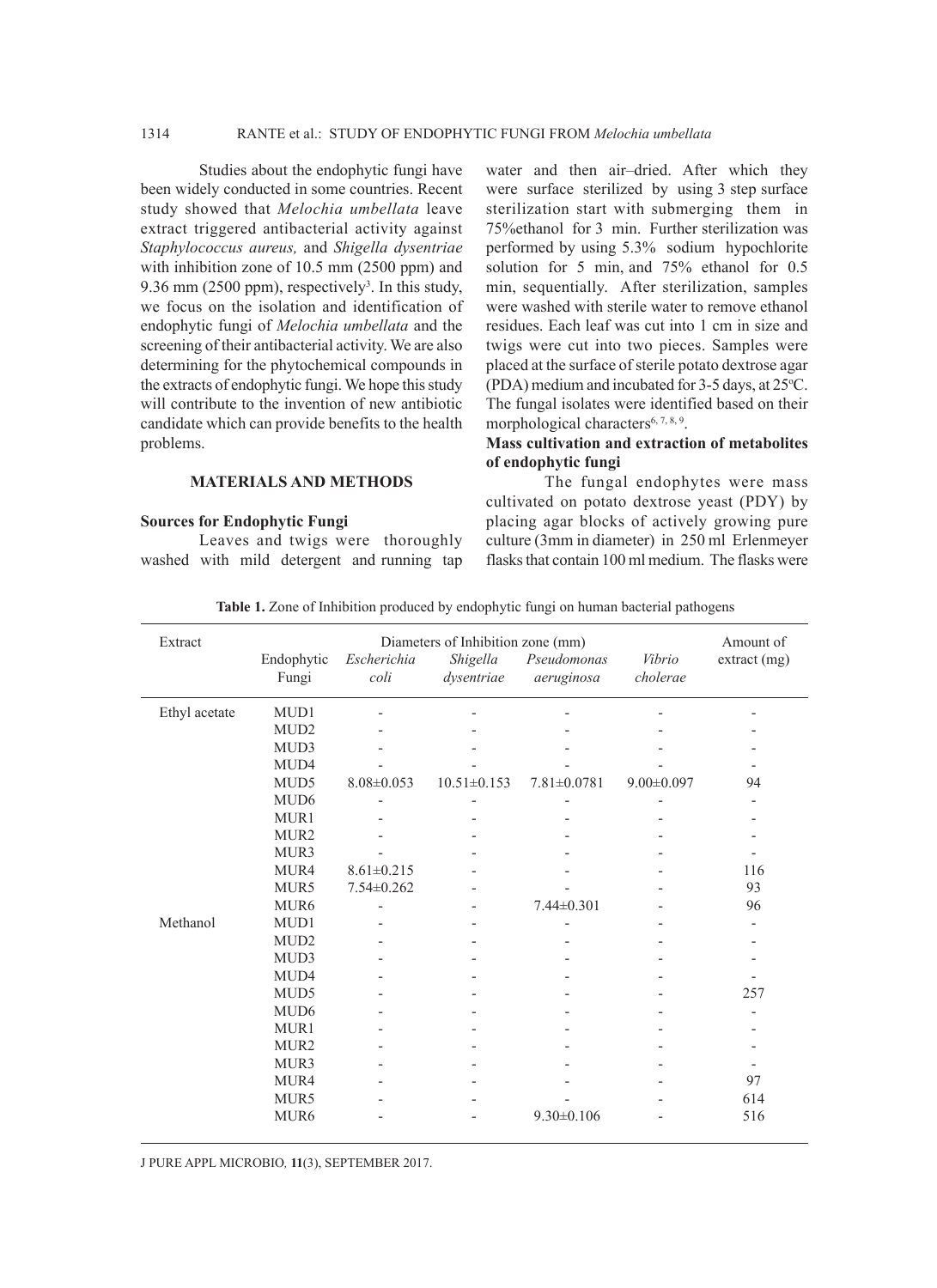Studies about the endophytic fungi have been widely conducted in some countries. Recent study showed that *Melochia umbellata* leave extract triggered antibacterial activity against *Staphylococcus aureus,* and *Shigella dysentriae* with inhibition zone of 10.5 mm (2500 ppm) and 9.36 mm (2500 ppm), respectively[3]. In this study, we focus on the isolation and identification of endophytic fungi of *Melochia umbellata* and the screening of their antibacterial activity. We are also determining for the phytochemical compounds in the extracts of endophytic fungi. We hope this study will contribute to the invention of new antibiotic candidate which can provide benefits to the health problems.

## MATERIALS AND METHODS

### Sources for Endophytic Fungi

Leaves and twigs were thoroughly washed with mild detergent and running tap water and then air–dried. After which they were surface sterilized by using 3 step surface sterilization start with submerging them in 75%ethanol for 3 min. Further sterilization was performed by using 5.3% sodium hypochlorite solution for 5 min, and 75% ethanol for 0.5 min, sequentially. After sterilization, samples were washed with sterile water to remove ethanol residues. Each leaf was cut into 1 cm in size and twigs were cut into two pieces. Samples were placed at the surface of sterile potato dextrose agar (PDA) medium and incubated for 3-5 days, at 25°C. The fungal isolates were identified based on their morphological characters[6, 7, 8, 9].

### Mass cultivation and extraction of metabolites of endophytic fungi

The fungal endophytes were mass cultivated on potato dextrose yeast (PDY) by placing agar blocks of actively growing pure culture (3mm in diameter) in 250 ml Erlenmeyer flasks that contain 100 ml medium. The flasks were

**Table 1.** Zone of Inhibition produced by endophytic fungi on human bacterial pathogens

| Extract | Diameters of Inhibition zone (mm) | | | | | Amount of extract (mg) |
|---|---|---|---|---|---|---|
| | Endophytic Fungi | *Escherichia coli* | *Shigella dysentriae* | *Pseudomonas aeruginosa* | *Vibrio cholerae* | |
| Ethyl acetate | MUD1 | - | - | - | - | - |
| | MUD2 | - | - | - | - | - |
| | MUD3 | - | - | - | - | - |
| | MUD4 | - | - | - | - | - |
| | MUD5 | 8.08±0.053 | 10.51±0.153 | 7.81±0.0781 | 9.00±0.097 | 94 |
| | MUD6 | - | - | - | - | - |
| | MUR1 | - | - | - | - | - |
| | MUR2 | - | - | - | - | - |
| | MUR3 | - | - | - | - | - |
| | MUR4 | 8.61±0.215 | - | - | - | 116 |
| | MUR5 | 7.54±0.262 | - | - | - | 93 |
| | MUR6 | - | - | 7.44±0.301 | - | 96 |
| Methanol | MUD1 | - | - | - | - | - |
| | MUD2 | - | - | - | - | - |
| | MUD3 | - | - | - | - | - |
| | MUD4 | - | - | - | - | - |
| | MUD5 | - | - | - | - | 257 |
| | MUD6 | - | - | - | - | - |
| | MUR1 | - | - | - | - | - |
| | MUR2 | - | - | - | - | - |
| | MUR3 | - | - | - | - | - |
| | MUR4 | - | - | - | - | 97 |
| | MUR5 | - | - | - | - | 614 |
| | MUR6 | - | - | 9.30±0.106 | - | 516 |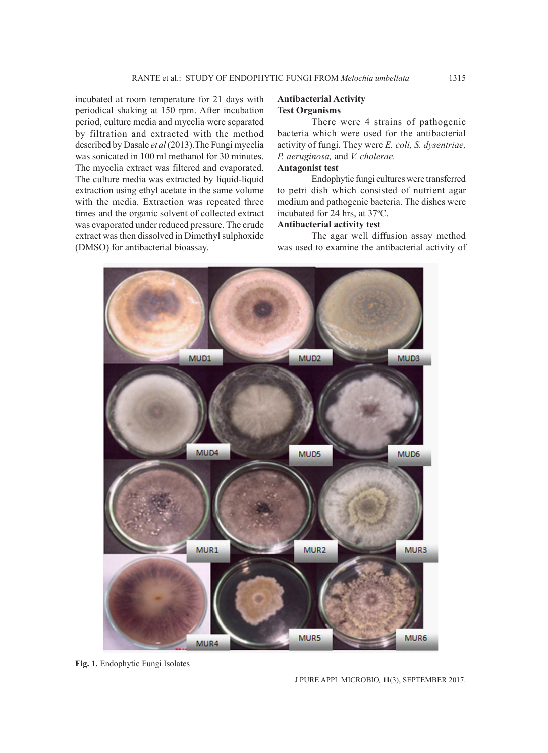incubated at room temperature for 21 days with periodical shaking at 150 rpm. After incubation period, culture media and mycelia were separated by filtration and extracted with the method described by Dasale *et al* (2013).The Fungi mycelia was sonicated in 100 ml methanol for 30 minutes. The mycelia extract was filtered and evaporated. The culture media was extracted by liquid-liquid extraction using ethyl acetate in the same volume with the media. Extraction was repeated three times and the organic solvent of collected extract was evaporated under reduced pressure. The crude extract was then dissolved in Dimethyl sulphoxide (DMSO) for antibacterial bioassay.

### Antibacterial Activity

#### Test Organisms

There were 4 strains of pathogenic bacteria which were used for the antibacterial activity of fungi. They were *E. coli, S. dysentriae, P. aeruginosa,* and *V. cholerae.*

#### Antagonist test

Endophytic fungi cultures were transferred to petri dish which consisted of nutrient agar medium and pathogenic bacteria. The dishes were incubated for 24 hrs, at 37°C.

#### Antibacterial activity test

The agar well diffusion assay method was used to examine the antibacterial activity of

**Fig. 1.** Endophytic Fungi Isolates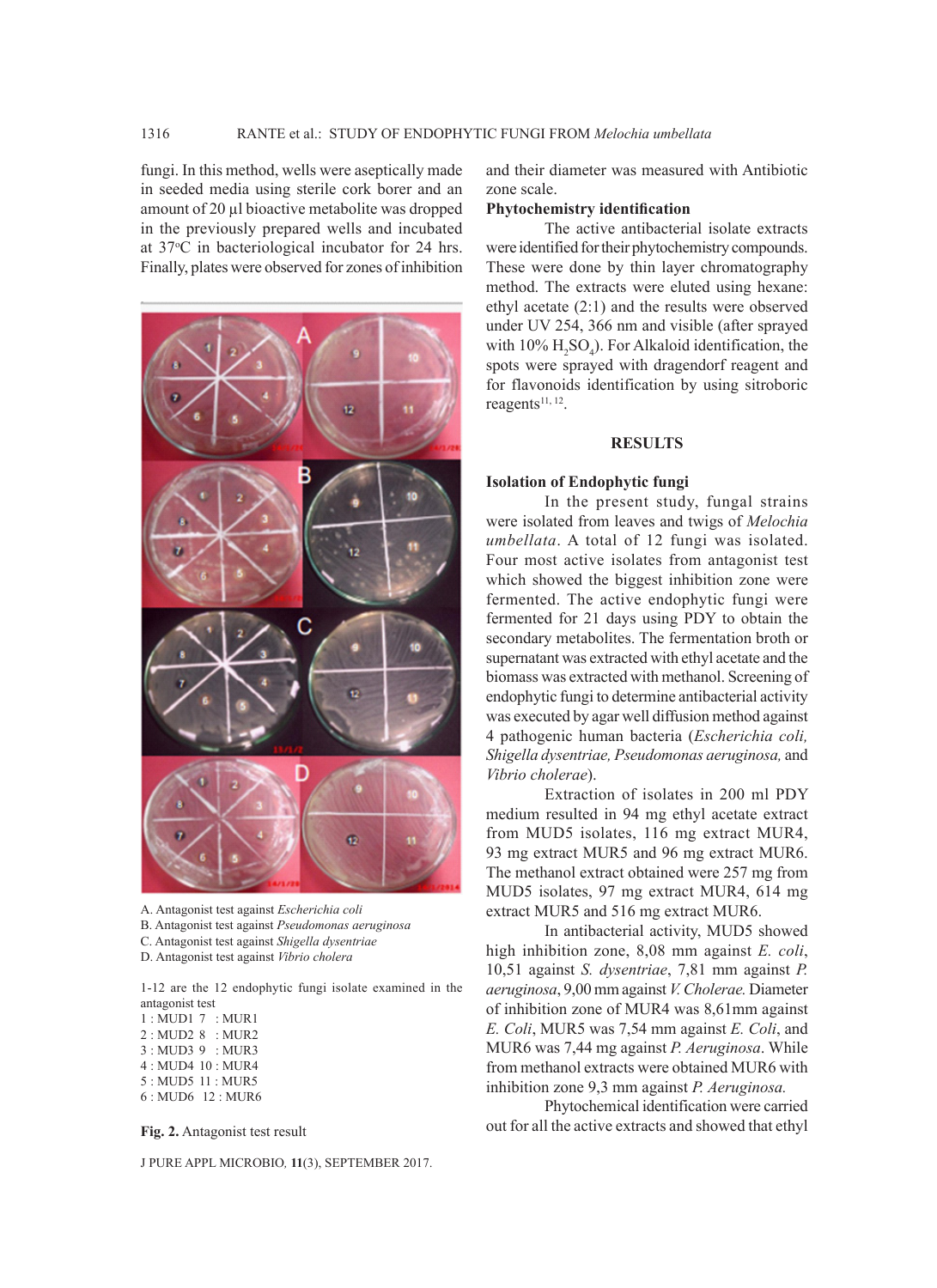fungi. In this method, wells were aseptically made in seeded media using sterile cork borer and an amount of 20 µl bioactive metabolite was dropped in the previously prepared wells and incubated at 37°C in bacteriological incubator for 24 hrs. Finally, plates were observed for zones of inhibition and their diameter was measured with Antibiotic zone scale.

A. Antagonist test against *Escherichia coli*
B. Antagonist test against *Pseudomonas aeruginosa*
C. Antagonist test against *Shigella dysentriae*
D. Antagonist test against *Vibrio cholera*

1-12 are the 12 endophytic fungi isolate examined in the antagonist test
1 : MUD1 7 : MUR1
2 : MUD2 8 : MUR2
3 : MUD3 9 : MUR3
4 : MUD4 10 : MUR4
5 : MUD5 11 : MUR5
6 : MUD6 12 : MUR6

**Fig. 2.** Antagonist test result

### Phytochemistry identification

The active antibacterial isolate extracts were identified for their phytochemistry compounds. These were done by thin layer chromatography method. The extracts were eluted using hexane: ethyl acetate (2:1) and the results were observed under UV 254, 366 nm and visible (after sprayed with 10% $H_2SO_4$). For Alkaloid identification, the spots were sprayed with dragendorf reagent and for flavonoids identification by using sitroboric reagents[11, 12].

## RESULTS

### Isolation of Endophytic fungi

In the present study, fungal strains were isolated from leaves and twigs of *Melochia umbellata*. A total of 12 fungi was isolated. Four most active isolates from antagonist test which showed the biggest inhibition zone were fermented. The active endophytic fungi were fermented for 21 days using PDY to obtain the secondary metabolites. The fermentation broth or supernatant was extracted with ethyl acetate and the biomass was extracted with methanol. Screening of endophytic fungi to determine antibacterial activity was executed by agar well diffusion method against 4 pathogenic human bacteria (*Escherichia coli, Shigella dysentriae, Pseudomonas aeruginosa,* and *Vibrio cholerae*).

Extraction of isolates in 200 ml PDY medium resulted in 94 mg ethyl acetate extract from MUD5 isolates, 116 mg extract MUR4, 93 mg extract MUR5 and 96 mg extract MUR6. The methanol extract obtained were 257 mg from MUD5 isolates, 97 mg extract MUR4, 614 mg extract MUR5 and 516 mg extract MUR6.

In antibacterial activity, MUD5 showed high inhibition zone, 8,08 mm against *E. coli*, 10,51 against *S. dysentriae*, 7,81 mm against *P. aeruginosa*, 9,00 mm against *V. Cholerae.* Diameter of inhibition zone of MUR4 was 8,61mm against *E. Coli*, MUR5 was 7,54 mm against *E. Coli*, and MUR6 was 7,44 mg against *P. Aeruginosa*. While from methanol extracts were obtained MUR6 with inhibition zone 9,3 mm against *P. Aeruginosa.*

Phytochemical identification were carried out for all the active extracts and showed that ethyl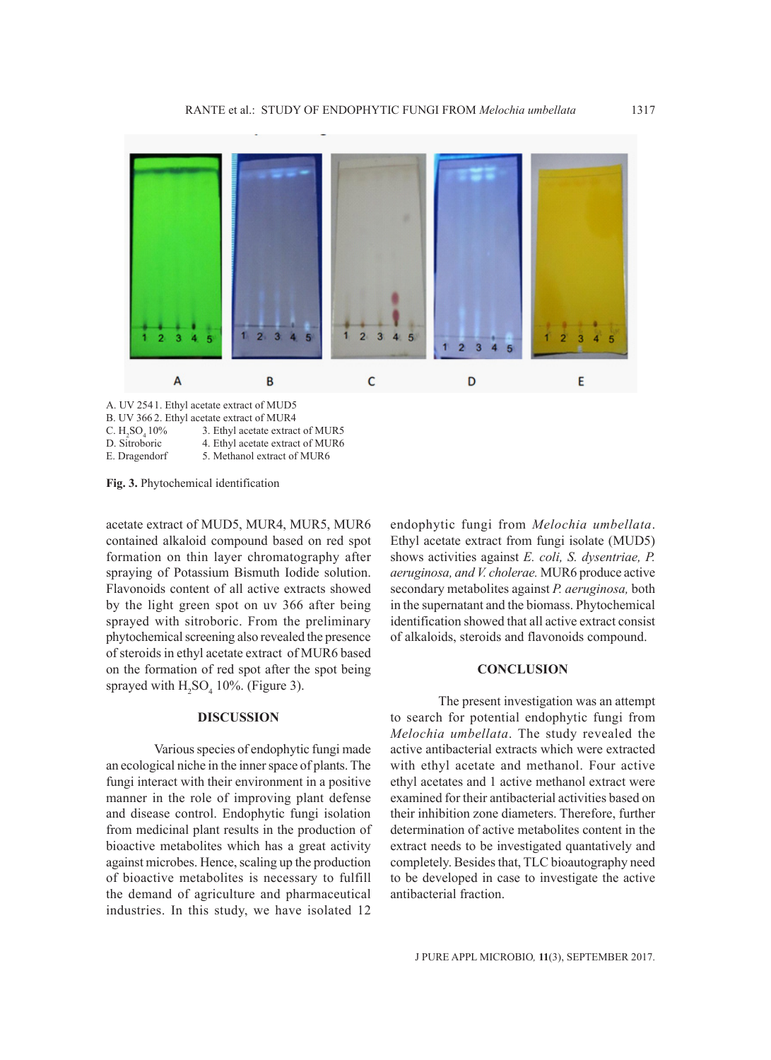A. UV 254 1. Ethyl acetate extract of MUD5
B. UV 366 2. Ethyl acetate extract of MUR4
C. $H_2SO_4$ 10% 3. Ethyl acetate extract of MUR5
D. Sitroboric 4. Ethyl acetate extract of MUR6
E. Dragendorf 5. Methanol extract of MUR6

**Fig. 3.** Phytochemical identification

acetate extract of MUD5, MUR4, MUR5, MUR6 contained alkaloid compound based on red spot formation on thin layer chromatography after spraying of Potassium Bismuth Iodide solution. Flavonoids content of all active extracts showed by the light green spot on uv 366 after being sprayed with sitroboric. From the preliminary phytochemical screening also revealed the presence of steroids in ethyl acetate extract of MUR6 based on the formation of red spot after the spot being sprayed with $H_2SO_4$ 10%. (Figure 3).

## DISCUSSION

Various species of endophytic fungi made an ecological niche in the inner space of plants. The fungi interact with their environment in a positive manner in the role of improving plant defense and disease control. Endophytic fungi isolation from medicinal plant results in the production of bioactive metabolites which has a great activity against microbes. Hence, scaling up the production of bioactive metabolites is necessary to fulfill the demand of agriculture and pharmaceutical industries. In this study, we have isolated 12 endophytic fungi from *Melochia umbellata*. Ethyl acetate extract from fungi isolate (MUD5) shows activities against *E. coli, S. dysentriae, P. aeruginosa, and V. cholerae.* MUR6 produce active secondary metabolites against *P. aeruginosa,* both in the supernatant and the biomass. Phytochemical identification showed that all active extract consist of alkaloids, steroids and flavonoids compound.

## CONCLUSION

The present investigation was an attempt to search for potential endophytic fungi from *Melochia umbellata*. The study revealed the active antibacterial extracts which were extracted with ethyl acetate and methanol. Four active ethyl acetates and 1 active methanol extract were examined for their antibacterial activities based on their inhibition zone diameters. Therefore, further determination of active metabolites content in the extract needs to be investigated quantitatively and completely. Besides that, TLC bioautography need to be developed in case to investigate the active antibacterial fraction.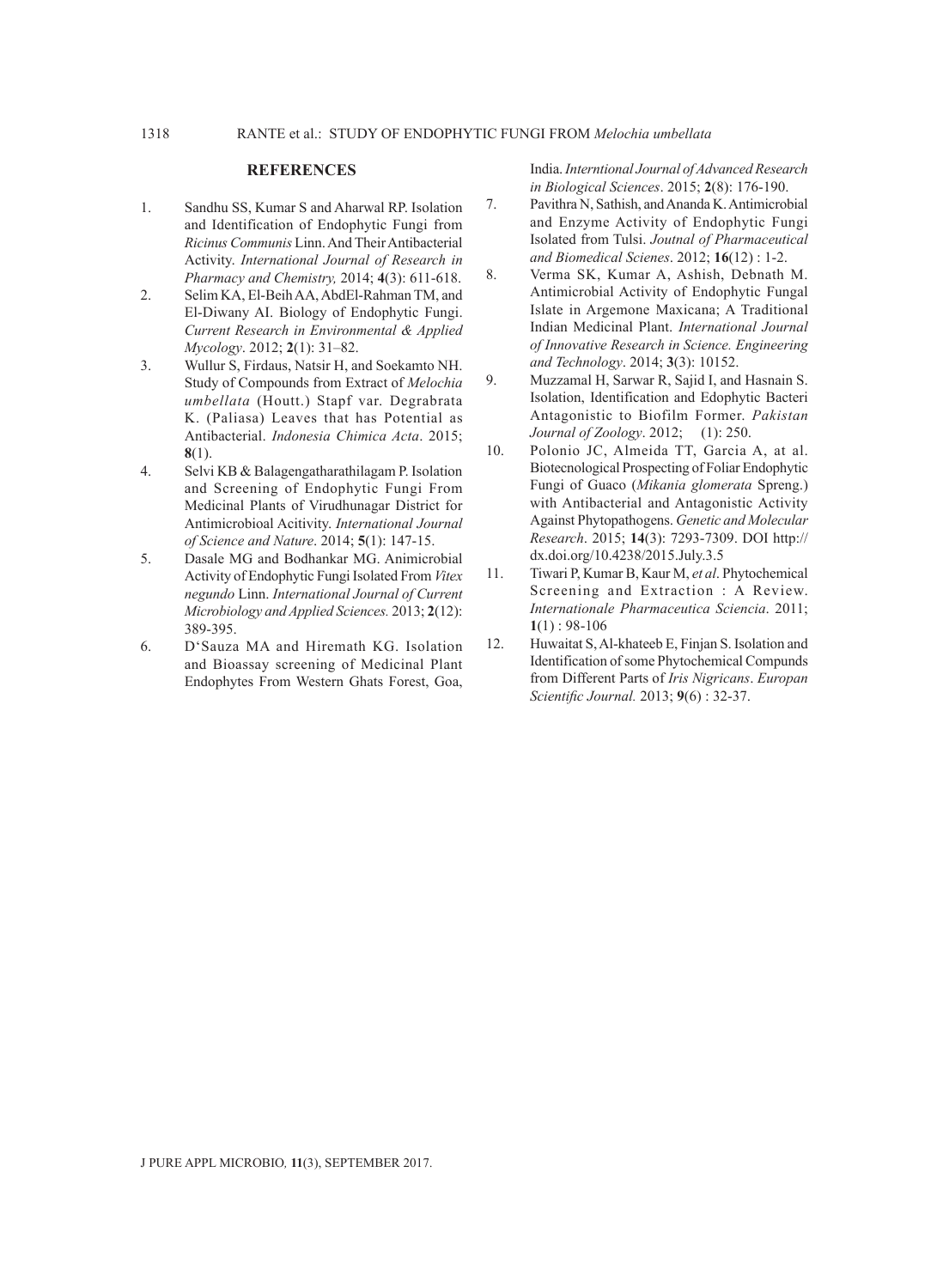## REFERENCES

1. Sandhu SS, Kumar S and Aharwal RP. Isolation and Identification of Endophytic Fungi from *Ricinus Communis* Linn. And Their Antibacterial Activity. *International Journal of Research in Pharmacy and Chemistry,* 2014; **4**(3): 611-618.
2. Selim KA, El-Beih AA, AbdEl-Rahman TM, and El-Diwany AI. Biology of Endophytic Fungi. *Current Research in Environmental & Applied Mycology*. 2012; **2**(1): 31–82.
3. Wullur S, Firdaus, Natsir H, and Soekamto NH. Study of Compounds from Extract of *Melochia umbellata* (Houtt.) Stapf var. Degrabrata K. (Paliasa) Leaves that has Potential as Antibacterial. *Indonesia Chimica Acta*. 2015; **8**(1).
4. Selvi KB & Balagengatharathilagam P. Isolation and Screening of Endophytic Fungi From Medicinal Plants of Virudhunagar District for Antimicrobioal Acitivity. *International Journal of Science and Nature*. 2014; **5**(1): 147-15.
5. Dasale MG and Bodhankar MG. Animicrobial Activity of Endophytic Fungi Isolated From *Vitex negundo* Linn. *International Journal of Current Microbiology and Applied Sciences.* 2013; **2**(12): 389-395.
6. D'Sauza MA and Hiremath KG. Isolation and Bioassay screening of Medicinal Plant Endophytes From Western Ghats Forest, Goa, India. *Interntional Journal of Advanced Research in Biological Sciences*. 2015; **2**(8): 176-190.
7. Pavithra N, Sathish, and Ananda K. Antimicrobial and Enzyme Activity of Endophytic Fungi Isolated from Tulsi. *Joutnal of Pharmaceutical and Biomedical Scienes*. 2012; **16**(12) : 1-2.
8. Verma SK, Kumar A, Ashish, Debnath M. Antimicrobial Activity of Endophytic Fungal Islate in Argemone Maxicana; A Traditional Indian Medicinal Plant. *International Journal of Innovative Research in Science. Engineering and Technology*. 2014; **3**(3): 10152.
9. Muzzamal H, Sarwar R, Sajid I, and Hasnain S. Isolation, Identification and Edophytic Bacteri Antagonistic to Biofilm Former. *Pakistan Journal of Zoology*. 2012; (1): 250.
10. Polonio JC, Almeida TT, Garcia A, at al. Biotecnological Prospecting of Foliar Endophytic Fungi of Guaco (*Mikania glomerata* Spreng.) with Antibacterial and Antagonistic Activity Against Phytopathogens. *Genetic and Molecular Research*. 2015; **14**(3): 7293-7309. DOI http://dx.doi.org/10.4238/2015.July.3.5
11. Tiwari P, Kumar B, Kaur M, *et al*. Phytochemical Screening and Extraction : A Review. *Internationale Pharmaceutica Sciencia*. 2011; **1**(1) : 98-106
12. Huwaitat S, Al-khateeb E, Finjan S. Isolation and Identification of some Phytochemical Compunds from Different Parts of *Iris Nigricans*. *Europan Scientific Journal.* 2013; **9**(6) : 32-37.